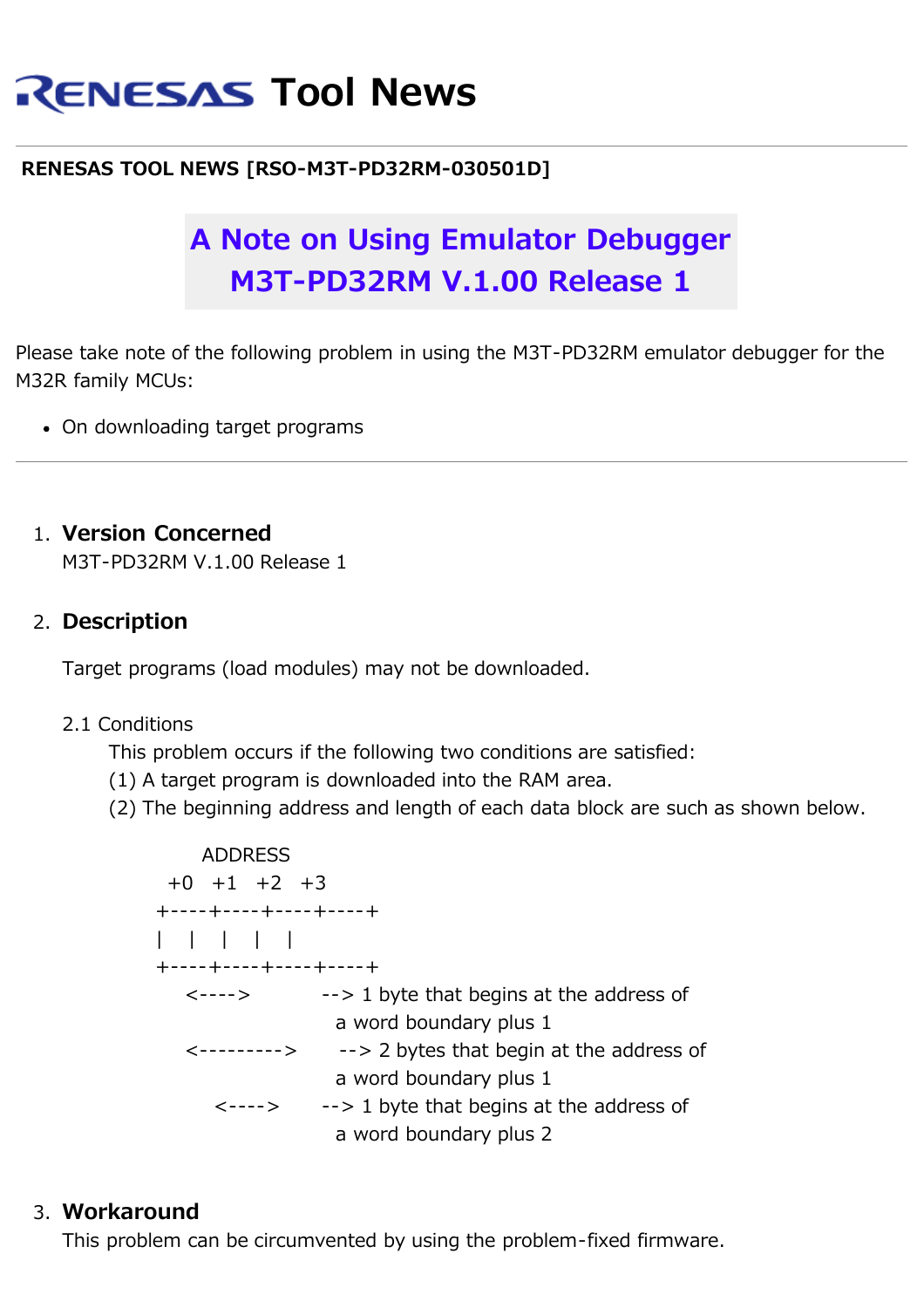# RENESAS Tool News

**RENESAS TOOL NEWS [RSO-M3T-PD32RM-030501D]**

## A Note on Using Emulator Debugger M3T-PD32RM V.1.00 Release 1

Please take note of the following problem in using the M3T-PD32RM emulator debugger for the M32R family MCUs:

- On downloading target programs

---

1. **Version Concerned**
   M3T-PD32RM V.1.00 Release 1

2. **Description**

   Target programs (load modules) may not be downloaded.

   2.1 Conditions
   This problem occurs if the following two conditions are satisfied:
   (1) A target program is downloaded into the RAM area.
   (2) The beginning address and length of each data block are such as shown below.

```
        ADDRESS
  +0   +1   +2   +3
+----+----+----+----+
|    |    |    |    |
+----+----+----+----+
     <---->          --> 1 byte that begins at the address of
                         a word boundary plus 1
     <--------->     --> 2 bytes that begin at the address of
                         a word boundary plus 1
          <---->     --> 1 byte that begins at the address of
                         a word boundary plus 2
```

3. **Workaround**
   This problem can be circumvented by using the problem-fixed firmware.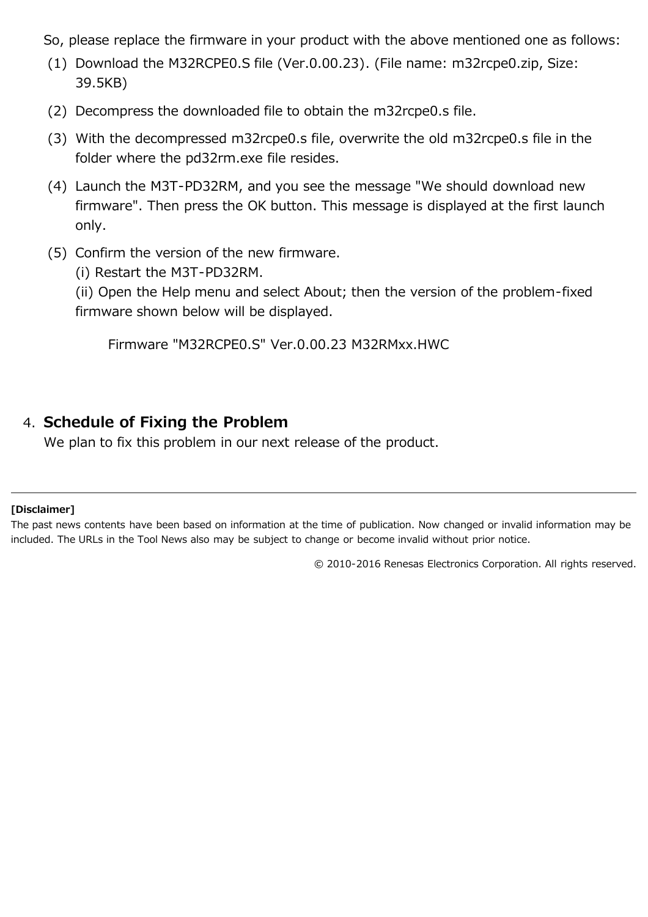So, please replace the firmware in your product with the above mentioned one as follows:

(1) Download the M32RCPE0.S file (Ver.0.00.23). (File name: m32rcpe0.zip, Size: 39.5KB)

(2) Decompress the downloaded file to obtain the m32rcpe0.s file.

(3) With the decompressed m32rcpe0.s file, overwrite the old m32rcpe0.s file in the folder where the pd32rm.exe file resides.

(4) Launch the M3T-PD32RM, and you see the message "We should download new firmware". Then press the OK button. This message is displayed at the first launch only.

(5) Confirm the version of the new firmware.
(i) Restart the M3T-PD32RM.
(ii) Open the Help menu and select About; then the version of the problem-fixed firmware shown below will be displayed.

Firmware "M32RCPE0.S" Ver.0.00.23 M32RMxx.HWC

## 4. Schedule of Fixing the Problem

We plan to fix this problem in our next release of the product.

---

**[Disclaimer]**

The past news contents have been based on information at the time of publication. Now changed or invalid information may be included. The URLs in the Tool News also may be subject to change or become invalid without prior notice.

© 2010-2016 Renesas Electronics Corporation. All rights reserved.